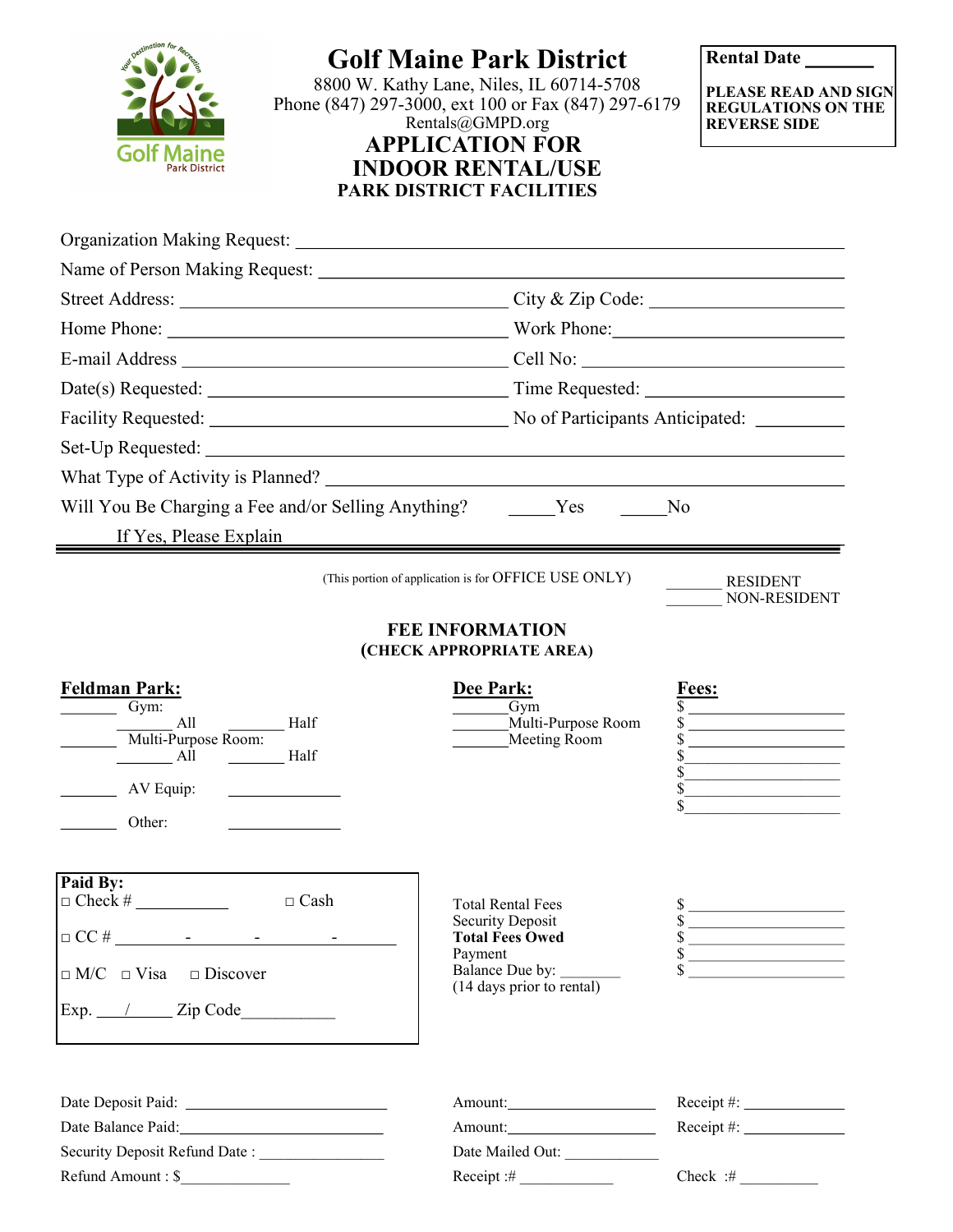# Golf Maine Park District

8800 W. Kathy Lane, Niles, IL 60714-5708
Phone (847) 297-3000, ext 100 or Fax (847) 297-6179
Rentals@GMPD.org

**Rental Date \_\_\_\_\_\_\_**

**PLEASE READ AND SIGN REGULATIONS ON THE REVERSE SIDE**

## APPLICATION FOR INDOOR RENTAL/USE

### PARK DISTRICT FACILITIES

Organization Making Request: \_\_\_\_\_\_\_\_\_\_\_\_\_\_\_\_\_\_\_\_\_\_\_\_\_\_\_\_\_\_\_\_\_\_\_\_\_\_\_\_

Name of Person Making Request: \_\_\_\_\_\_\_\_\_\_\_\_\_\_\_\_\_\_\_\_\_\_\_\_\_\_\_\_\_\_\_\_\_\_\_\_\_\_\_\_

Street Address: \_\_\_\_\_\_\_\_\_\_\_\_\_\_\_\_\_\_\_\_\_\_\_\_ City & Zip Code: \_\_\_\_\_\_\_\_\_\_\_\_\_\_\_\_\_\_

Home Phone: \_\_\_\_\_\_\_\_\_\_\_\_\_\_\_\_\_\_\_\_\_\_\_\_ Work Phone: \_\_\_\_\_\_\_\_\_\_\_\_\_\_\_\_\_\_

E-mail Address \_\_\_\_\_\_\_\_\_\_\_\_\_\_\_\_\_\_\_\_\_\_\_\_ Cell No: \_\_\_\_\_\_\_\_\_\_\_\_\_\_\_\_\_\_

Date(s) Requested: \_\_\_\_\_\_\_\_\_\_\_\_\_\_\_\_\_\_\_\_\_\_\_\_ Time Requested: \_\_\_\_\_\_\_\_\_\_\_\_\_\_\_\_\_\_

Facility Requested: \_\_\_\_\_\_\_\_\_\_\_\_\_\_\_\_\_\_\_\_\_\_\_\_ No of Participants Anticipated: \_\_\_\_\_\_\_\_\_

Set-Up Requested: \_\_\_\_\_\_\_\_\_\_\_\_\_\_\_\_\_\_\_\_\_\_\_\_\_\_\_\_\_\_\_\_\_\_\_\_\_\_\_\_

What Type of Activity is Planned? \_\_\_\_\_\_\_\_\_\_\_\_\_\_\_\_\_\_\_\_\_\_\_\_\_\_\_\_\_\_\_\_\_\_\_\_\_\_\_\_

Will You Be Charging a Fee and/or Selling Anything? \_\_\_\_\_Yes \_\_\_\_\_No

If Yes, Please Explain \_\_\_\_\_\_\_\_\_\_\_\_\_\_\_\_\_\_\_\_\_\_\_\_\_\_\_\_\_\_\_\_\_\_\_\_\_\_\_\_

---

(This portion of application is for OFFICE USE ONLY)

\_\_\_\_\_\_\_ RESIDENT
\_\_\_\_\_\_\_ NON-RESIDENT

### FEE INFORMATION
**(CHECK APPROPRIATE AREA)**

**Feldman Park:**

\_\_\_\_\_\_\_ Gym:
 \_\_\_\_\_\_\_ All \_\_\_\_\_\_\_ Half

\_\_\_\_\_\_\_ Multi-Purpose Room:
 \_\_\_\_\_\_\_ All \_\_\_\_\_\_\_ Half

\_\_\_\_\_\_\_ AV Equip: \_\_\_\_\_\_\_\_\_\_\_\_\_

\_\_\_\_\_\_\_ Other: \_\_\_\_\_\_\_\_\_\_\_\_\_

**Dee Park:**

\_\_\_\_\_\_\_Gym
\_\_\_\_\_\_\_Multi-Purpose Room
\_\_\_\_\_\_\_Meeting Room

**Fees:**

$ \_\_\_\_\_\_\_\_\_\_\_\_\_\_\_\_\_\_
$ \_\_\_\_\_\_\_\_\_\_\_\_\_\_\_\_\_\_
$ \_\_\_\_\_\_\_\_\_\_\_\_\_\_\_\_\_\_
$ \_\_\_\_\_\_\_\_\_\_\_\_\_\_\_\_\_\_
$ \_\_\_\_\_\_\_\_\_\_\_\_\_\_\_\_\_\_
$ \_\_\_\_\_\_\_\_\_\_\_\_\_\_\_\_\_\_
$ \_\_\_\_\_\_\_\_\_\_\_\_\_\_\_\_\_\_

**Paid By:**

□ Check # \_\_\_\_\_\_\_\_\_\_ □ Cash

□ CC # \_\_\_\_\_\_\_\_ - \_\_\_\_\_\_\_\_ - \_\_\_\_\_\_\_\_ - \_\_\_\_\_\_\_\_

□ M/C □ Visa □ Discover

Exp. \_\_\_/\_\_\_\_\_ Zip Code\_\_\_\_\_\_\_\_\_\_

Total Rental Fees $ \_\_\_\_\_\_\_\_\_\_\_\_\_\_\_\_\_\_
Security Deposit $ \_\_\_\_\_\_\_\_\_\_\_\_\_\_\_\_\_\_
**Total Fees Owed** $ \_\_\_\_\_\_\_\_\_\_\_\_\_\_\_\_\_\_
Payment $ \_\_\_\_\_\_\_\_\_\_\_\_\_\_\_\_\_\_
Balance Due by: \_\_\_\_\_\_\_\_ $ \_\_\_\_\_\_\_\_\_\_\_\_\_\_\_\_\_\_
(14 days prior to rental)

Date Deposit Paid: \_\_\_\_\_\_\_\_\_\_\_\_\_\_\_\_ Amount:\_\_\_\_\_\_\_\_\_\_\_\_\_\_ Receipt #: \_\_\_\_\_\_\_\_\_\_

Date Balance Paid:\_\_\_\_\_\_\_\_\_\_\_\_\_\_\_\_ Amount:\_\_\_\_\_\_\_\_\_\_\_\_\_\_ Receipt #: \_\_\_\_\_\_\_\_\_\_

Security Deposit Refund Date : \_\_\_\_\_\_\_\_\_\_\_\_\_\_ Date Mailed Out: \_\_\_\_\_\_\_\_\_\_\_

Refund Amount : $\_\_\_\_\_\_\_\_\_\_\_\_\_ Receipt :# \_\_\_\_\_\_\_\_\_\_\_ Check :# \_\_\_\_\_\_\_\_\_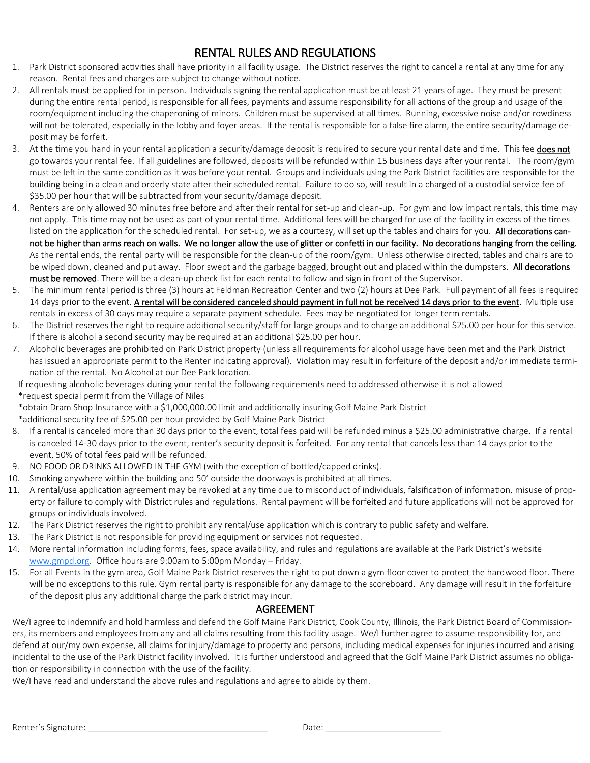# RENTAL RULES AND REGULATIONS

1. Park District sponsored activities shall have priority in all facility usage. The District reserves the right to cancel a rental at any time for any reason. Rental fees and charges are subject to change without notice.
2. All rentals must be applied for in person. Individuals signing the rental application must be at least 21 years of age. They must be present during the entire rental period, is responsible for all fees, payments and assume responsibility for all actions of the group and usage of the room/equipment including the chaperoning of minors. Children must be supervised at all times. Running, excessive noise and/or rowdiness will not be tolerated, especially in the lobby and foyer areas. If the rental is responsible for a false fire alarm, the entire security/damage deposit may be forfeit.
3. At the time you hand in your rental application a security/damage deposit is required to secure your rental date and time. This fee <u>**does not**</u> go towards your rental fee. If all guidelines are followed, deposits will be refunded within 15 business days after your rental. The room/gym must be left in the same condition as it was before your rental. Groups and individuals using the Park District facilities are responsible for the building being in a clean and orderly state after their scheduled rental. Failure to do so, will result in a charged of a custodial service fee of $35.00 per hour that will be subtracted from your security/damage deposit.
4. Renters are only allowed 30 minutes free before and after their rental for set-up and clean-up. For gym and low impact rentals, this time may not apply. This time may not be used as part of your rental time. Additional fees will be charged for use of the facility in excess of the times listed on the application for the scheduled rental. For set-up, we as a courtesy, will set up the tables and chairs for you. **All decorations cannot be higher than arms reach on walls. We no longer allow the use of glitter or confetti in our facility. No decorations hanging from the ceiling.** As the rental ends, the rental party will be responsible for the clean-up of the room/gym. Unless otherwise directed, tables and chairs are to be wiped down, cleaned and put away. Floor swept and the garbage bagged, brought out and placed within the dumpsters. **All decorations must be removed**. There will be a clean-up check list for each rental to follow and sign in front of the Supervisor.
5. The minimum rental period is three (3) hours at Feldman Recreation Center and two (2) hours at Dee Park. Full payment of all fees is required 14 days prior to the event. <u>A rental will be considered canceled should payment in full not be received 14 days prior to the event</u>. Multiple use rentals in excess of 30 days may require a separate payment schedule. Fees may be negotiated for longer term rentals.
6. The District reserves the right to require additional security/staff for large groups and to charge an additional $25.00 per hour for this service. If there is alcohol a second security may be required at an additional $25.00 per hour.
7. Alcoholic beverages are prohibited on Park District property (unless all requirements for alcohol usage have been met and the Park District has issued an appropriate permit to the Renter indicating approval). Violation may result in forfeiture of the deposit and/or immediate termination of the rental. No Alcohol at our Dee Park location.

   If requesting alcoholic beverages during your rental the following requirements need to addressed otherwise it is not allowed

   *request special permit from the Village of Niles

   *obtain Dram Shop Insurance with a $1,000,000.00 limit and additionally insuring Golf Maine Park District

   *additional security fee of $25.00 per hour provided by Golf Maine Park District
8. If a rental is canceled more than 30 days prior to the event, total fees paid will be refunded minus a $25.00 administrative charge. If a rental is canceled 14-30 days prior to the event, renter's security deposit is forfeited. For any rental that cancels less than 14 days prior to the event, 50% of total fees paid will be refunded.
9. NO FOOD OR DRINKS ALLOWED IN THE GYM (with the exception of bottled/capped drinks).
10. Smoking anywhere within the building and 50' outside the doorways is prohibited at all times.
11. A rental/use application agreement may be revoked at any time due to misconduct of individuals, falsification of information, misuse of property or failure to comply with District rules and regulations. Rental payment will be forfeited and future applications will not be approved for groups or individuals involved.
12. The Park District reserves the right to prohibit any rental/use application which is contrary to public safety and welfare.
13. The Park District is not responsible for providing equipment or services not requested.
14. More rental information including forms, fees, space availability, and rules and regulations are available at the Park District's website www.gmpd.org. Office hours are 9:00am to 5:00pm Monday – Friday.
15. For all Events in the gym area, Golf Maine Park District reserves the right to put down a gym floor cover to protect the hardwood floor. There will be no exceptions to this rule. Gym rental party is responsible for any damage to the scoreboard. Any damage will result in the forfeiture of the deposit plus any additional charge the park district may incur.

## AGREEMENT

We/I agree to indemnify and hold harmless and defend the Golf Maine Park District, Cook County, Illinois, the Park District Board of Commissioners, its members and employees from any and all claims resulting from this facility usage. We/I further agree to assume responsibility for, and defend at our/my own expense, all claims for injury/damage to property and persons, including medical expenses for injuries incurred and arising incidental to the use of the Park District facility involved. It is further understood and agreed that the Golf Maine Park District assumes no obligation or responsibility in connection with the use of the facility.

We/I have read and understand the above rules and regulations and agree to abide by them.

Renter's Signature: ______________________________ Date: ____________________